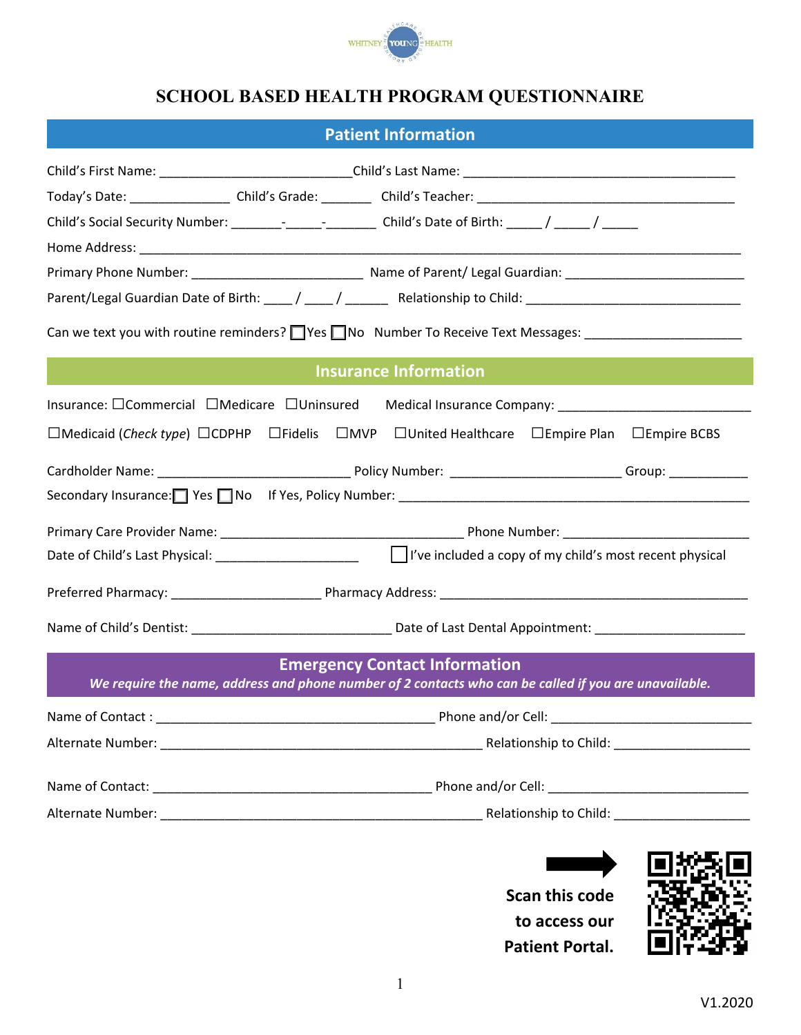# SCHOOL BASED HEALTH PROGRAM QUESTIONNAIRE

## Patient Information

Child's First Name: ___________________________Child's Last Name: ______________________________________

Today's Date: ______________ Child's Grade: _______ Child's Teacher: ____________________________________

Child's Social Security Number: _______-_____-_______ Child's Date of Birth: _____ / _____ / _____

Home Address: ____________________________________________________________________________________

Primary Phone Number: ________________________ Name of Parent/ Legal Guardian: _________________________

Parent/Legal Guardian Date of Birth: ____ / ____ / ______ Relationship to Child: ______________________________

Can we text you with routine reminders? ☐Yes ☐No Number To Receive Text Messages: _____________________

## Insurance Information

Insurance: ☐Commercial ☐Medicare ☐Uninsured Medical Insurance Company: __________________________

☐Medicaid (*Check type*) ☐CDPHP ☐Fidelis ☐MVP ☐United Healthcare ☐Empire Plan ☐Empire BCBS

Cardholder Name: ___________________________ Policy Number: ________________________ Group: ___________

Secondary Insurance:☐ Yes ☐No If Yes, Policy Number: ________________________________________________

Primary Care Provider Name: __________________________________ Phone Number: __________________________

Date of Child's Last Physical: ____________________ ☐ I've included a copy of my child's most recent physical

Preferred Pharmacy: _____________________ Pharmacy Address: ___________________________________________

Name of Child's Dentist: ____________________________ Date of Last Dental Appointment: _____________________

## Emergency Contact Information

***We require the name, address and phone number of 2 contacts who can be called if you are unavailable.***

Name of Contact : _______________________________________ Phone and/or Cell: ____________________________

Alternate Number: ______________________________________________ Relationship to Child: ___________________

Name of Contact: _______________________________________ Phone and/or Cell: _____________________________

Alternate Number: ______________________________________________ Relationship to Child: ___________________

**Scan this code to access our Patient Portal.**

V1.2020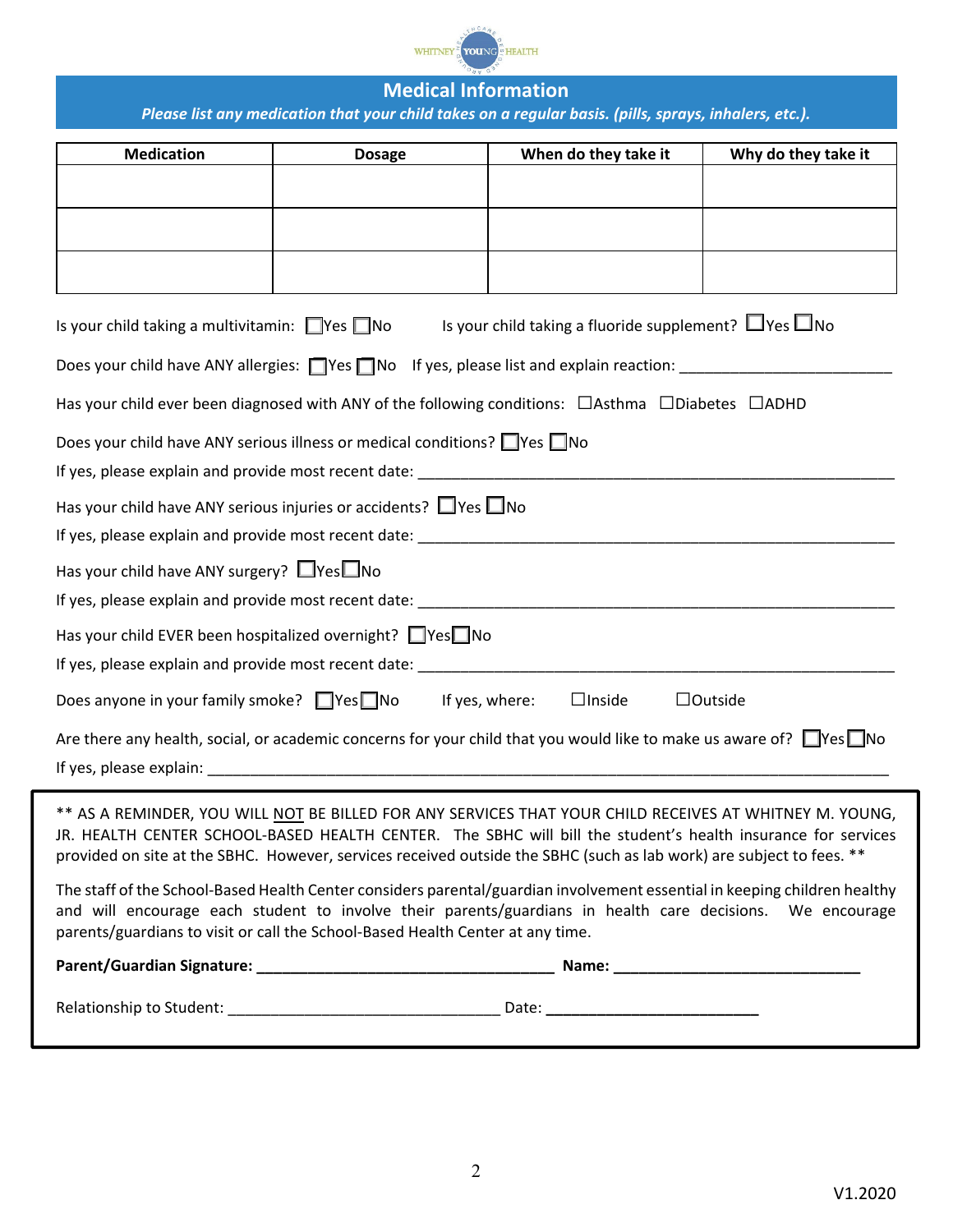## Medical Information

***Please list any medication that your child takes on a regular basis. (pills, sprays, inhalers, etc.).***

| Medication | Dosage | When do they take it | Why do they take it |
|---|---|---|---|
| | | | |
| | | | |
| | | | |

Is your child taking a multivitamin: ☐Yes ☐No  Is your child taking a fluoride supplement? ☐Yes ☐No

Does your child have ANY allergies: ☐Yes ☐No  If yes, please list and explain reaction: ________________________

Has your child ever been diagnosed with ANY of the following conditions: ☐Asthma ☐Diabetes ☐ADHD

Does your child have ANY serious illness or medical conditions? ☐Yes ☐No

If yes, please explain and provide most recent date: ________________________________________________________

Has your child have ANY serious injuries or accidents? ☐Yes ☐No

If yes, please explain and provide most recent date: ________________________________________________________

Has your child have ANY surgery? ☐Yes ☐No

If yes, please explain and provide most recent date: ________________________________________________________

Has your child EVER been hospitalized overnight? ☐Yes ☐No

If yes, please explain and provide most recent date: ________________________________________________________

Does anyone in your family smoke? ☐Yes ☐No  If yes, where: ☐Inside ☐Outside

Are there any health, social, or academic concerns for your child that you would like to make us aware of? ☐Yes ☐No

If yes, please explain: ________________________________________________________________________________

** AS A REMINDER, YOU WILL NOT BE BILLED FOR ANY SERVICES THAT YOUR CHILD RECEIVES AT WHITNEY M. YOUNG, JR. HEALTH CENTER SCHOOL-BASED HEALTH CENTER. The SBHC will bill the student's health insurance for services provided on site at the SBHC. However, services received outside the SBHC (such as lab work) are subject to fees. **

The staff of the School-Based Health Center considers parental/guardian involvement essential in keeping children healthy and will encourage each student to involve their parents/guardians in health care decisions. We encourage parents/guardians to visit or call the School-Based Health Center at any time.

**Parent/Guardian Signature: ___________________________________ Name: _____________________________**

Relationship to Student: ________________________________ Date: **_________________________**

V1.2020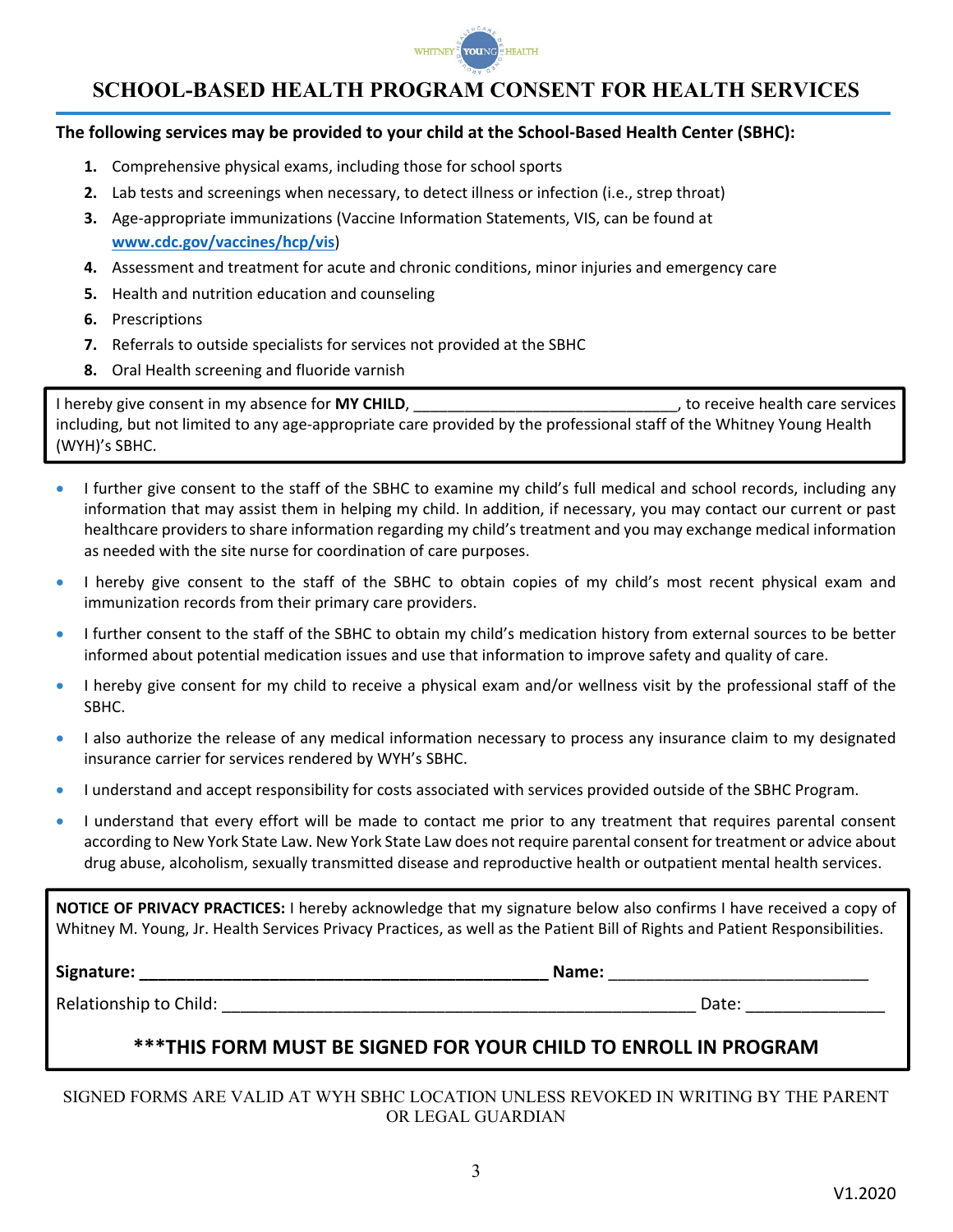# SCHOOL-BASED HEALTH PROGRAM CONSENT FOR HEALTH SERVICES

**The following services may be provided to your child at the School-Based Health Center (SBHC):**

1. Comprehensive physical exams, including those for school sports
2. Lab tests and screenings when necessary, to detect illness or infection (i.e., strep throat)
3. Age-appropriate immunizations (Vaccine Information Statements, VIS, can be found at **www.cdc.gov/vaccines/hcp/vis**)
4. Assessment and treatment for acute and chronic conditions, minor injuries and emergency care
5. Health and nutrition education and counseling
6. Prescriptions
7. Referrals to outside specialists for services not provided at the SBHC
8. Oral Health screening and fluoride varnish

I hereby give consent in my absence for **MY CHILD**, ______________________________, to receive health care services including, but not limited to any age-appropriate care provided by the professional staff of the Whitney Young Health (WYH)'s SBHC.

- I further give consent to the staff of the SBHC to examine my child's full medical and school records, including any information that may assist them in helping my child. In addition, if necessary, you may contact our current or past healthcare providers to share information regarding my child's treatment and you may exchange medical information as needed with the site nurse for coordination of care purposes.
- I hereby give consent to the staff of the SBHC to obtain copies of my child's most recent physical exam and immunization records from their primary care providers.
- I further consent to the staff of the SBHC to obtain my child's medication history from external sources to be better informed about potential medication issues and use that information to improve safety and quality of care.
- I hereby give consent for my child to receive a physical exam and/or wellness visit by the professional staff of the SBHC.
- I also authorize the release of any medical information necessary to process any insurance claim to my designated insurance carrier for services rendered by WYH's SBHC.
- I understand and accept responsibility for costs associated with services provided outside of the SBHC Program.
- I understand that every effort will be made to contact me prior to any treatment that requires parental consent according to New York State Law. New York State Law does not require parental consent for treatment or advice about drug abuse, alcoholism, sexually transmitted disease and reproductive health or outpatient mental health services.

**NOTICE OF PRIVACY PRACTICES:** I hereby acknowledge that my signature below also confirms I have received a copy of Whitney M. Young, Jr. Health Services Privacy Practices, as well as the Patient Bill of Rights and Patient Responsibilities.

**Signature:** ____________________________________________ **Name:** ____________________________

Relationship to Child: ____________________________________________________ Date: _______________

**\*\*\*THIS FORM MUST BE SIGNED FOR YOUR CHILD TO ENROLL IN PROGRAM**

SIGNED FORMS ARE VALID AT WYH SBHC LOCATION UNLESS REVOKED IN WRITING BY THE PARENT OR LEGAL GUARDIAN

V1.2020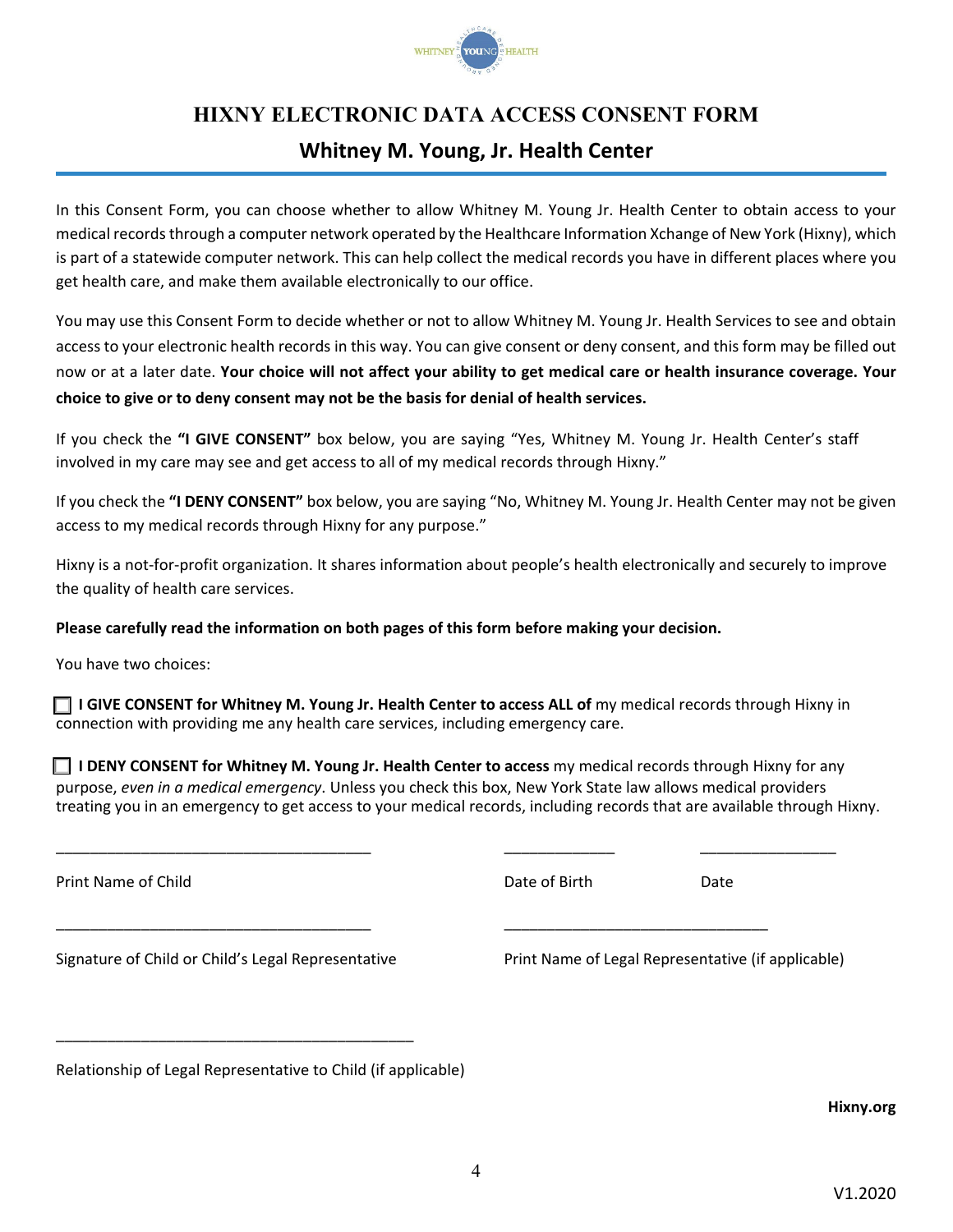# HIXNY ELECTRONIC DATA ACCESS CONSENT FORM

## Whitney M. Young, Jr. Health Center

In this Consent Form, you can choose whether to allow Whitney M. Young Jr. Health Center to obtain access to your medical records through a computer network operated by the Healthcare Information Xchange of New York (Hixny), which is part of a statewide computer network. This can help collect the medical records you have in different places where you get health care, and make them available electronically to our office.

You may use this Consent Form to decide whether or not to allow Whitney M. Young Jr. Health Services to see and obtain access to your electronic health records in this way. You can give consent or deny consent, and this form may be filled out now or at a later date. **Your choice will not affect your ability to get medical care or health insurance coverage. Your choice to give or to deny consent may not be the basis for denial of health services.**

If you check the **"I GIVE CONSENT"** box below, you are saying "Yes, Whitney M. Young Jr. Health Center's staff involved in my care may see and get access to all of my medical records through Hixny."

If you check the **"I DENY CONSENT"** box below, you are saying "No, Whitney M. Young Jr. Health Center may not be given access to my medical records through Hixny for any purpose."

Hixny is a not-for-profit organization. It shares information about people's health electronically and securely to improve the quality of health care services.

**Please carefully read the information on both pages of this form before making your decision.**

You have two choices:

☐ **I GIVE CONSENT for Whitney M. Young Jr. Health Center to access ALL of** my medical records through Hixny in connection with providing me any health care services, including emergency care.

☐ **I DENY CONSENT for Whitney M. Young Jr. Health Center to access** my medical records through Hixny for any purpose, *even in a medical emergency*. Unless you check this box, New York State law allows medical providers treating you in an emergency to get access to your medical records, including records that are available through Hixny.

_____________________________________ &nbsp;&nbsp; _____________ &nbsp;&nbsp; ________________

Print Name of Child &nbsp;&nbsp; Date of Birth &nbsp;&nbsp; Date

_____________________________________ &nbsp;&nbsp; _______________________________

Signature of Child or Child's Legal Representative &nbsp;&nbsp; Print Name of Legal Representative (if applicable)

_________________________________________

Relationship of Legal Representative to Child (if applicable)

**Hixny.org**

V1.2020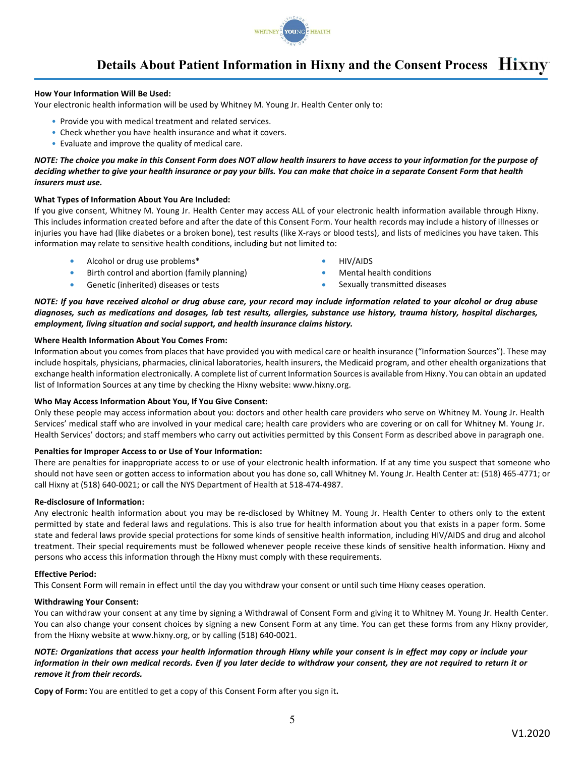# Details About Patient Information in Hixny and the Consent Process

**How Your Information Will Be Used:**
Your electronic health information will be used by Whitney M. Young Jr. Health Center only to:

- Provide you with medical treatment and related services.
- Check whether you have health insurance and what it covers.
- Evaluate and improve the quality of medical care.

***NOTE: The choice you make in this Consent Form does NOT allow health insurers to have access to your information for the purpose of deciding whether to give your health insurance or pay your bills. You can make that choice in a separate Consent Form that health insurers must use.***

**What Types of Information About You Are Included:**
If you give consent, Whitney M. Young Jr. Health Center may access ALL of your electronic health information available through Hixny. This includes information created before and after the date of this Consent Form. Your health records may include a history of illnesses or injuries you have had (like diabetes or a broken bone), test results (like X-rays or blood tests), and lists of medicines you have taken. This information may relate to sensitive health conditions, including but not limited to:

- Alcohol or drug use problems*
- Birth control and abortion (family planning)
- Genetic (inherited) diseases or tests
- HIV/AIDS
- Mental health conditions
- Sexually transmitted diseases

***NOTE: If you have received alcohol or drug abuse care, your record may include information related to your alcohol or drug abuse diagnoses, such as medications and dosages, lab test results, allergies, substance use history, trauma history, hospital discharges, employment, living situation and social support, and health insurance claims history.***

**Where Health Information About You Comes From:**
Information about you comes from places that have provided you with medical care or health insurance ("Information Sources"). These may include hospitals, physicians, pharmacies, clinical laboratories, health insurers, the Medicaid program, and other ehealth organizations that exchange health information electronically. A complete list of current Information Sources is available from Hixny. You can obtain an updated list of Information Sources at any time by checking the Hixny website: www.hixny.org.

**Who May Access Information About You, If You Give Consent:**
Only these people may access information about you: doctors and other health care providers who serve on Whitney M. Young Jr. Health Services' medical staff who are involved in your medical care; health care providers who are covering or on call for Whitney M. Young Jr. Health Services' doctors; and staff members who carry out activities permitted by this Consent Form as described above in paragraph one.

**Penalties for Improper Access to or Use of Your Information:**
There are penalties for inappropriate access to or use of your electronic health information. If at any time you suspect that someone who should not have seen or gotten access to information about you has done so, call Whitney M. Young Jr. Health Center at: (518) 465-4771; or call Hixny at (518) 640-0021; or call the NYS Department of Health at 518-474-4987.

**Re-disclosure of Information:**
Any electronic health information about you may be re-disclosed by Whitney M. Young Jr. Health Center to others only to the extent permitted by state and federal laws and regulations. This is also true for health information about you that exists in a paper form. Some state and federal laws provide special protections for some kinds of sensitive health information, including HIV/AIDS and drug and alcohol treatment. Their special requirements must be followed whenever people receive these kinds of sensitive health information. Hixny and persons who access this information through the Hixny must comply with these requirements.

**Effective Period:**
This Consent Form will remain in effect until the day you withdraw your consent or until such time Hixny ceases operation.

**Withdrawing Your Consent:**
You can withdraw your consent at any time by signing a Withdrawal of Consent Form and giving it to Whitney M. Young Jr. Health Center. You can also change your consent choices by signing a new Consent Form at any time. You can get these forms from any Hixny provider, from the Hixny website at www.hixny.org, or by calling (518) 640-0021.

***NOTE: Organizations that access your health information through Hixny while your consent is in effect may copy or include your information in their own medical records. Even if you later decide to withdraw your consent, they are not required to return it or remove it from their records.***

**Copy of Form:** You are entitled to get a copy of this Consent Form after you sign it**.**

V1.2020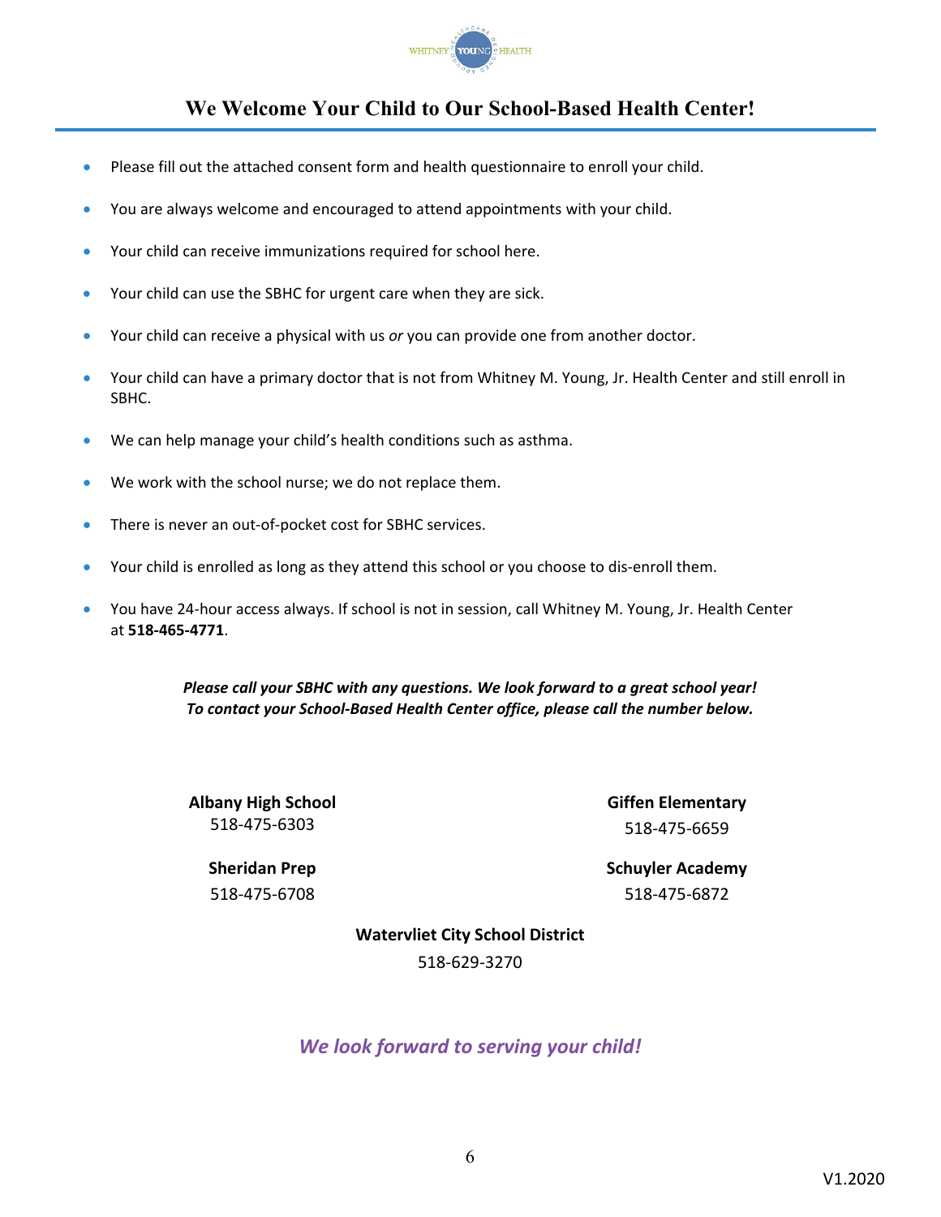# We Welcome Your Child to Our School-Based Health Center!

- Please fill out the attached consent form and health questionnaire to enroll your child.
- You are always welcome and encouraged to attend appointments with your child.
- Your child can receive immunizations required for school here.
- Your child can use the SBHC for urgent care when they are sick.
- Your child can receive a physical with us *or* you can provide one from another doctor.
- Your child can have a primary doctor that is not from Whitney M. Young, Jr. Health Center and still enroll in SBHC.
- We can help manage your child's health conditions such as asthma.
- We work with the school nurse; we do not replace them.
- There is never an out-of-pocket cost for SBHC services.
- Your child is enrolled as long as they attend this school or you choose to dis-enroll them.
- You have 24-hour access always. If school is not in session, call Whitney M. Young, Jr. Health Center at **518-465-4771**.

***Please call your SBHC with any questions. We look forward to a great school year!***
***To contact your School-Based Health Center office, please call the number below.***

**Albany High School**
518-475-6303

**Giffen Elementary**
518-475-6659

**Sheridan Prep**
518-475-6708

**Schuyler Academy**
518-475-6872

**Watervliet City School District**
518-629-3270

***We look forward to serving your child!***

V1.2020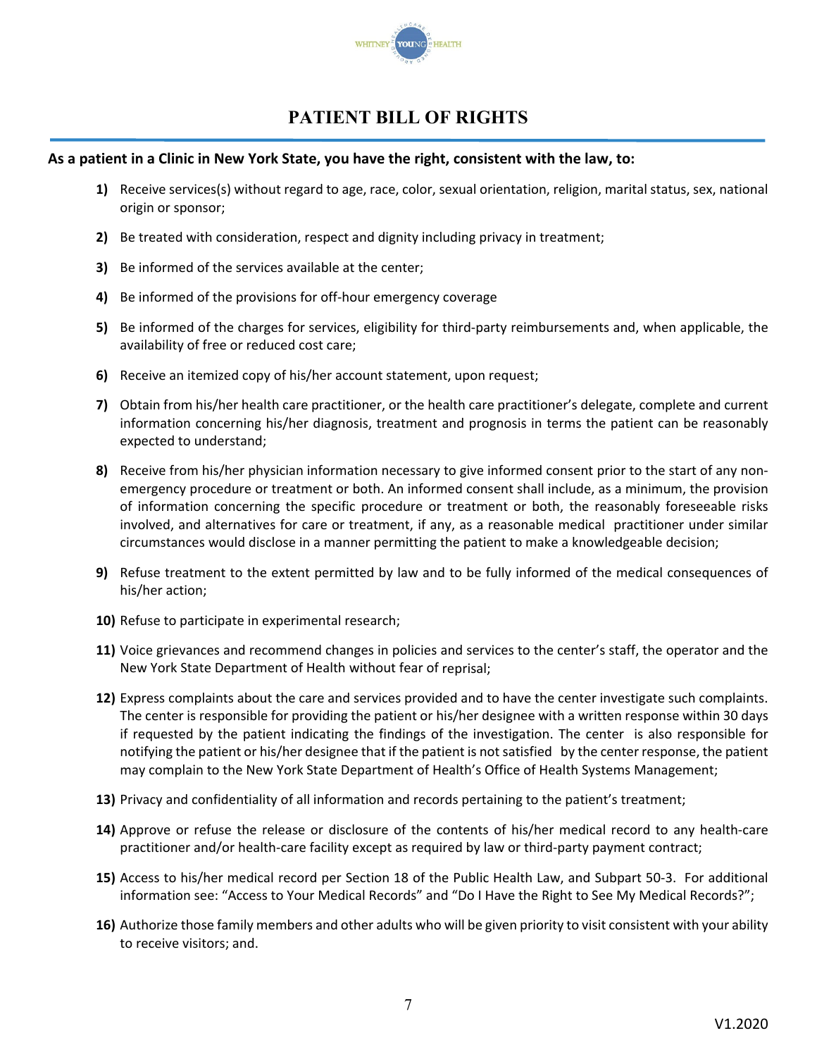# PATIENT BILL OF RIGHTS

**As a patient in a Clinic in New York State, you have the right, consistent with the law, to:**

1) Receive services(s) without regard to age, race, color, sexual orientation, religion, marital status, sex, national origin or sponsor;
2) Be treated with consideration, respect and dignity including privacy in treatment;
3) Be informed of the services available at the center;
4) Be informed of the provisions for off-hour emergency coverage
5) Be informed of the charges for services, eligibility for third-party reimbursements and, when applicable, the availability of free or reduced cost care;
6) Receive an itemized copy of his/her account statement, upon request;
7) Obtain from his/her health care practitioner, or the health care practitioner's delegate, complete and current information concerning his/her diagnosis, treatment and prognosis in terms the patient can be reasonably expected to understand;
8) Receive from his/her physician information necessary to give informed consent prior to the start of any non-emergency procedure or treatment or both. An informed consent shall include, as a minimum, the provision of information concerning the specific procedure or treatment or both, the reasonably foreseeable risks involved, and alternatives for care or treatment, if any, as a reasonable medical practitioner under similar circumstances would disclose in a manner permitting the patient to make a knowledgeable decision;
9) Refuse treatment to the extent permitted by law and to be fully informed of the medical consequences of his/her action;
10) Refuse to participate in experimental research;
11) Voice grievances and recommend changes in policies and services to the center's staff, the operator and the New York State Department of Health without fear of reprisal;
12) Express complaints about the care and services provided and to have the center investigate such complaints. The center is responsible for providing the patient or his/her designee with a written response within 30 days if requested by the patient indicating the findings of the investigation. The center is also responsible for notifying the patient or his/her designee that if the patient is not satisfied by the center response, the patient may complain to the New York State Department of Health's Office of Health Systems Management;
13) Privacy and confidentiality of all information and records pertaining to the patient's treatment;
14) Approve or refuse the release or disclosure of the contents of his/her medical record to any health-care practitioner and/or health-care facility except as required by law or third-party payment contract;
15) Access to his/her medical record per Section 18 of the Public Health Law, and Subpart 50-3. For additional information see: "Access to Your Medical Records" and "Do I Have the Right to See My Medical Records?";
16) Authorize those family members and other adults who will be given priority to visit consistent with your ability to receive visitors; and.

V1.2020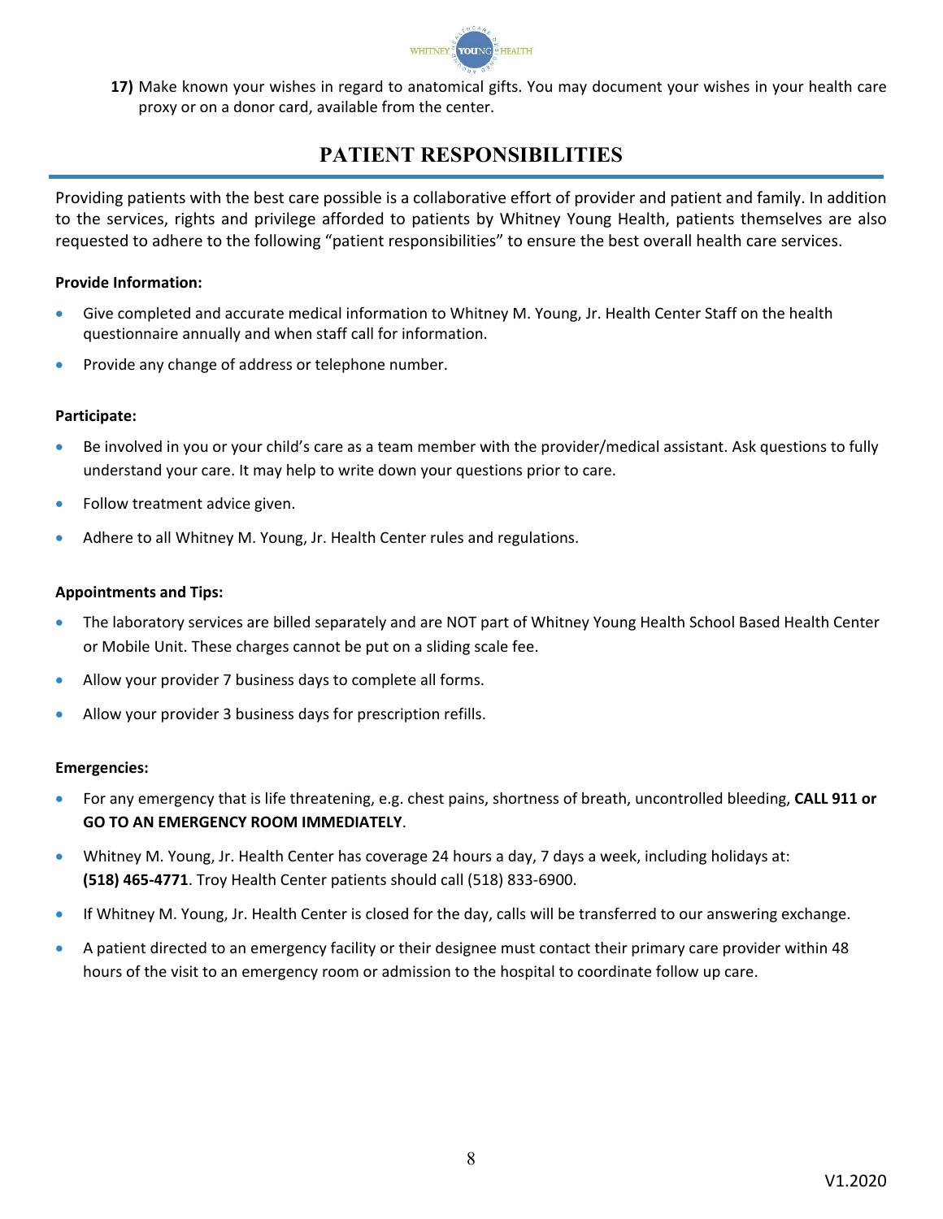17) Make known your wishes in regard to anatomical gifts. You may document your wishes in your health care proxy or on a donor card, available from the center.

## PATIENT RESPONSIBILITIES

Providing patients with the best care possible is a collaborative effort of provider and patient and family. In addition to the services, rights and privilege afforded to patients by Whitney Young Health, patients themselves are also requested to adhere to the following "patient responsibilities" to ensure the best overall health care services.

**Provide Information:**

- Give completed and accurate medical information to Whitney M. Young, Jr. Health Center Staff on the health questionnaire annually and when staff call for information.
- Provide any change of address or telephone number.

**Participate:**

- Be involved in you or your child's care as a team member with the provider/medical assistant. Ask questions to fully understand your care. It may help to write down your questions prior to care.
- Follow treatment advice given.
- Adhere to all Whitney M. Young, Jr. Health Center rules and regulations.

**Appointments and Tips:**

- The laboratory services are billed separately and are NOT part of Whitney Young Health School Based Health Center or Mobile Unit. These charges cannot be put on a sliding scale fee.
- Allow your provider 7 business days to complete all forms.
- Allow your provider 3 business days for prescription refills.

**Emergencies:**

- For any emergency that is life threatening, e.g. chest pains, shortness of breath, uncontrolled bleeding, **CALL 911 or GO TO AN EMERGENCY ROOM IMMEDIATELY**.
- Whitney M. Young, Jr. Health Center has coverage 24 hours a day, 7 days a week, including holidays at: **(518) 465-4771**. Troy Health Center patients should call (518) 833-6900.
- If Whitney M. Young, Jr. Health Center is closed for the day, calls will be transferred to our answering exchange.
- A patient directed to an emergency facility or their designee must contact their primary care provider within 48 hours of the visit to an emergency room or admission to the hospital to coordinate follow up care.

V1.2020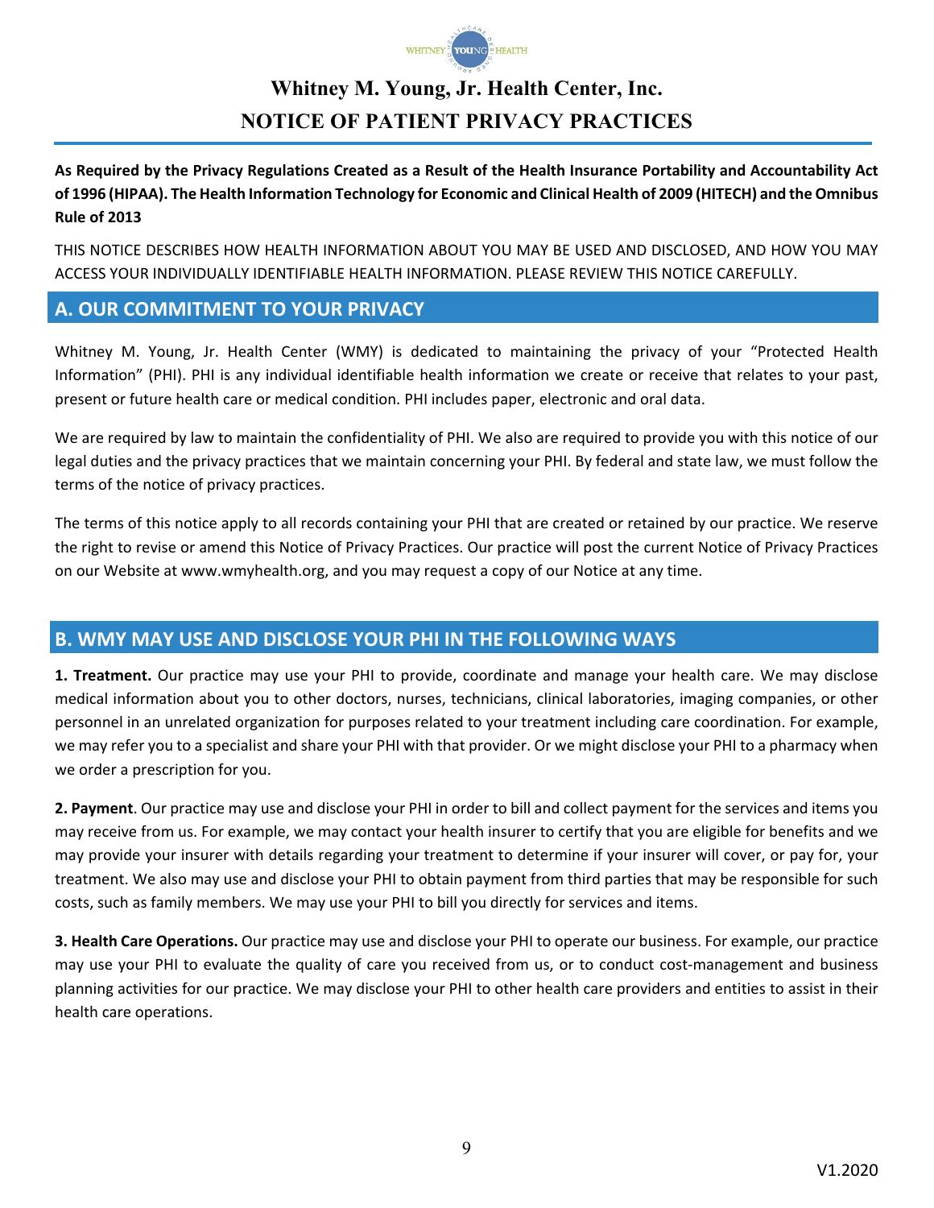# Whitney M. Young, Jr. Health Center, Inc.

# NOTICE OF PATIENT PRIVACY PRACTICES

**As Required by the Privacy Regulations Created as a Result of the Health Insurance Portability and Accountability Act of 1996 (HIPAA). The Health Information Technology for Economic and Clinical Health of 2009 (HITECH) and the Omnibus Rule of 2013**

THIS NOTICE DESCRIBES HOW HEALTH INFORMATION ABOUT YOU MAY BE USED AND DISCLOSED, AND HOW YOU MAY ACCESS YOUR INDIVIDUALLY IDENTIFIABLE HEALTH INFORMATION. PLEASE REVIEW THIS NOTICE CAREFULLY.

## A. OUR COMMITMENT TO YOUR PRIVACY

Whitney M. Young, Jr. Health Center (WMY) is dedicated to maintaining the privacy of your "Protected Health Information" (PHI). PHI is any individual identifiable health information we create or receive that relates to your past, present or future health care or medical condition. PHI includes paper, electronic and oral data.

We are required by law to maintain the confidentiality of PHI. We also are required to provide you with this notice of our legal duties and the privacy practices that we maintain concerning your PHI. By federal and state law, we must follow the terms of the notice of privacy practices.

The terms of this notice apply to all records containing your PHI that are created or retained by our practice. We reserve the right to revise or amend this Notice of Privacy Practices. Our practice will post the current Notice of Privacy Practices on our Website at www.wmyhealth.org, and you may request a copy of our Notice at any time.

## B. WMY MAY USE AND DISCLOSE YOUR PHI IN THE FOLLOWING WAYS

**1. Treatment.** Our practice may use your PHI to provide, coordinate and manage your health care. We may disclose medical information about you to other doctors, nurses, technicians, clinical laboratories, imaging companies, or other personnel in an unrelated organization for purposes related to your treatment including care coordination. For example, we may refer you to a specialist and share your PHI with that provider. Or we might disclose your PHI to a pharmacy when we order a prescription for you.

**2. Payment**. Our practice may use and disclose your PHI in order to bill and collect payment for the services and items you may receive from us. For example, we may contact your health insurer to certify that you are eligible for benefits and we may provide your insurer with details regarding your treatment to determine if your insurer will cover, or pay for, your treatment. We also may use and disclose your PHI to obtain payment from third parties that may be responsible for such costs, such as family members. We may use your PHI to bill you directly for services and items.

**3. Health Care Operations.** Our practice may use and disclose your PHI to operate our business. For example, our practice may use your PHI to evaluate the quality of care you received from us, or to conduct cost-management and business planning activities for our practice. We may disclose your PHI to other health care providers and entities to assist in their health care operations.

V1.2020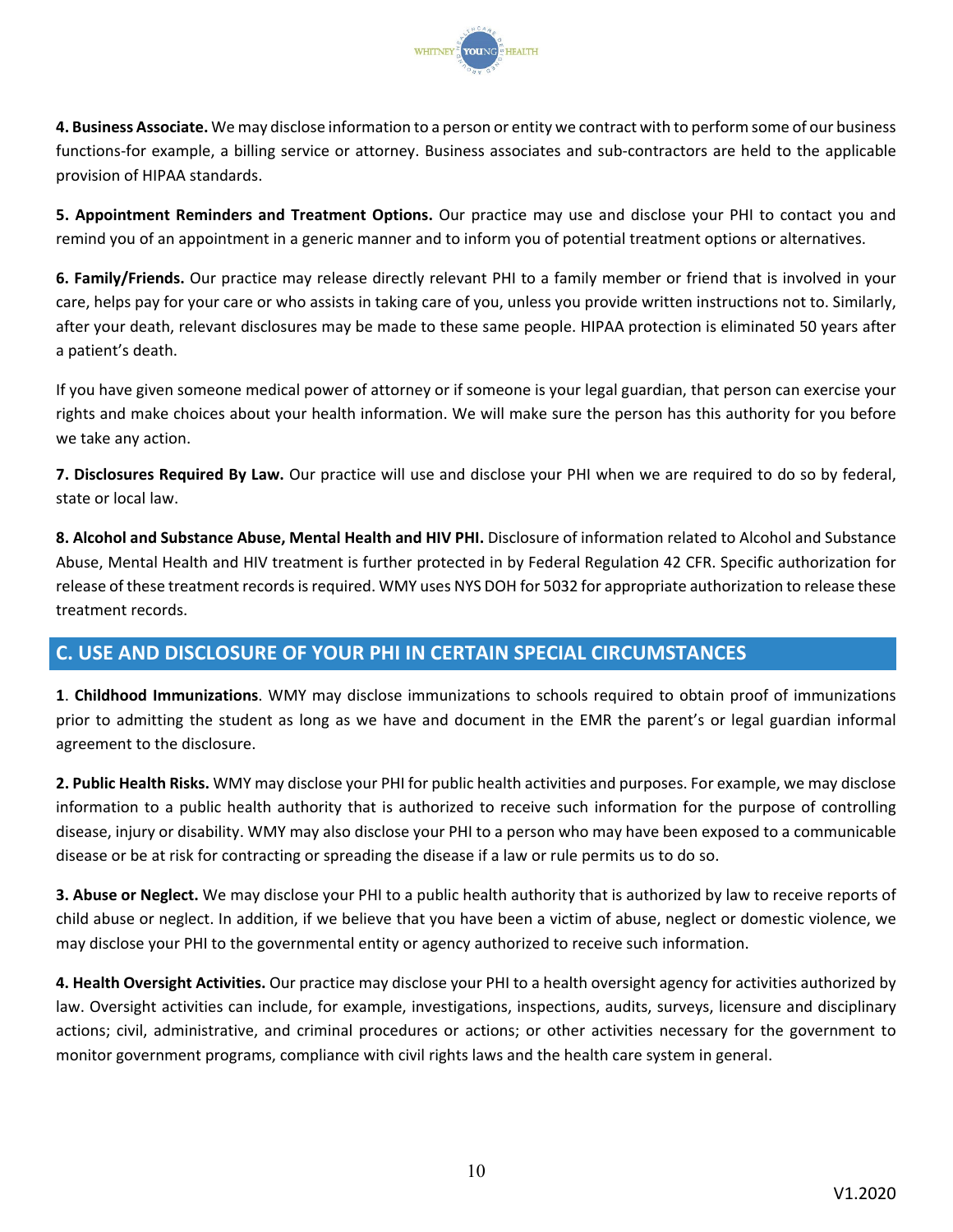**4. Business Associate.** We may disclose information to a person or entity we contract with to perform some of our business functions-for example, a billing service or attorney. Business associates and sub-contractors are held to the applicable provision of HIPAA standards.

**5. Appointment Reminders and Treatment Options.** Our practice may use and disclose your PHI to contact you and remind you of an appointment in a generic manner and to inform you of potential treatment options or alternatives.

**6. Family/Friends.** Our practice may release directly relevant PHI to a family member or friend that is involved in your care, helps pay for your care or who assists in taking care of you, unless you provide written instructions not to. Similarly, after your death, relevant disclosures may be made to these same people. HIPAA protection is eliminated 50 years after a patient's death.

If you have given someone medical power of attorney or if someone is your legal guardian, that person can exercise your rights and make choices about your health information. We will make sure the person has this authority for you before we take any action.

**7. Disclosures Required By Law.** Our practice will use and disclose your PHI when we are required to do so by federal, state or local law.

**8. Alcohol and Substance Abuse, Mental Health and HIV PHI.** Disclosure of information related to Alcohol and Substance Abuse, Mental Health and HIV treatment is further protected in by Federal Regulation 42 CFR. Specific authorization for release of these treatment records is required. WMY uses NYS DOH for 5032 for appropriate authorization to release these treatment records.

## C. USE AND DISCLOSURE OF YOUR PHI IN CERTAIN SPECIAL CIRCUMSTANCES

**1**. **Childhood Immunizations**. WMY may disclose immunizations to schools required to obtain proof of immunizations prior to admitting the student as long as we have and document in the EMR the parent's or legal guardian informal agreement to the disclosure.

**2. Public Health Risks.** WMY may disclose your PHI for public health activities and purposes. For example, we may disclose information to a public health authority that is authorized to receive such information for the purpose of controlling disease, injury or disability. WMY may also disclose your PHI to a person who may have been exposed to a communicable disease or be at risk for contracting or spreading the disease if a law or rule permits us to do so.

**3. Abuse or Neglect.** We may disclose your PHI to a public health authority that is authorized by law to receive reports of child abuse or neglect. In addition, if we believe that you have been a victim of abuse, neglect or domestic violence, we may disclose your PHI to the governmental entity or agency authorized to receive such information.

**4. Health Oversight Activities.** Our practice may disclose your PHI to a health oversight agency for activities authorized by law. Oversight activities can include, for example, investigations, inspections, audits, surveys, licensure and disciplinary actions; civil, administrative, and criminal procedures or actions; or other activities necessary for the government to monitor government programs, compliance with civil rights laws and the health care system in general.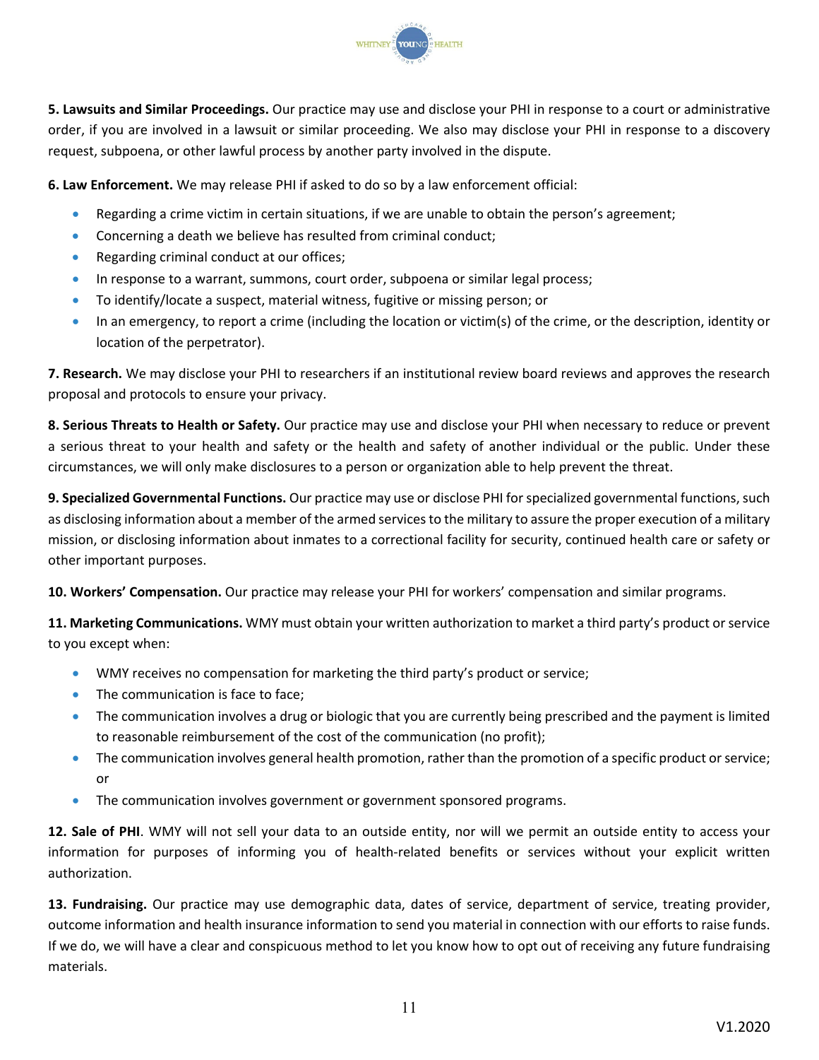**5. Lawsuits and Similar Proceedings.** Our practice may use and disclose your PHI in response to a court or administrative order, if you are involved in a lawsuit or similar proceeding. We also may disclose your PHI in response to a discovery request, subpoena, or other lawful process by another party involved in the dispute.

**6. Law Enforcement.** We may release PHI if asked to do so by a law enforcement official:

- Regarding a crime victim in certain situations, if we are unable to obtain the person's agreement;
- Concerning a death we believe has resulted from criminal conduct;
- Regarding criminal conduct at our offices;
- In response to a warrant, summons, court order, subpoena or similar legal process;
- To identify/locate a suspect, material witness, fugitive or missing person; or
- In an emergency, to report a crime (including the location or victim(s) of the crime, or the description, identity or location of the perpetrator).

**7. Research.** We may disclose your PHI to researchers if an institutional review board reviews and approves the research proposal and protocols to ensure your privacy.

**8. Serious Threats to Health or Safety.** Our practice may use and disclose your PHI when necessary to reduce or prevent a serious threat to your health and safety or the health and safety of another individual or the public. Under these circumstances, we will only make disclosures to a person or organization able to help prevent the threat.

**9. Specialized Governmental Functions.** Our practice may use or disclose PHI for specialized governmental functions, such as disclosing information about a member of the armed services to the military to assure the proper execution of a military mission, or disclosing information about inmates to a correctional facility for security, continued health care or safety or other important purposes.

**10. Workers' Compensation.** Our practice may release your PHI for workers' compensation and similar programs.

**11. Marketing Communications.** WMY must obtain your written authorization to market a third party's product or service to you except when:

- WMY receives no compensation for marketing the third party's product or service;
- The communication is face to face;
- The communication involves a drug or biologic that you are currently being prescribed and the payment is limited to reasonable reimbursement of the cost of the communication (no profit);
- The communication involves general health promotion, rather than the promotion of a specific product or service; or
- The communication involves government or government sponsored programs.

**12. Sale of PHI**. WMY will not sell your data to an outside entity, nor will we permit an outside entity to access your information for purposes of informing you of health-related benefits or services without your explicit written authorization.

**13. Fundraising.** Our practice may use demographic data, dates of service, department of service, treating provider, outcome information and health insurance information to send you material in connection with our efforts to raise funds. If we do, we will have a clear and conspicuous method to let you know how to opt out of receiving any future fundraising materials.

V1.2020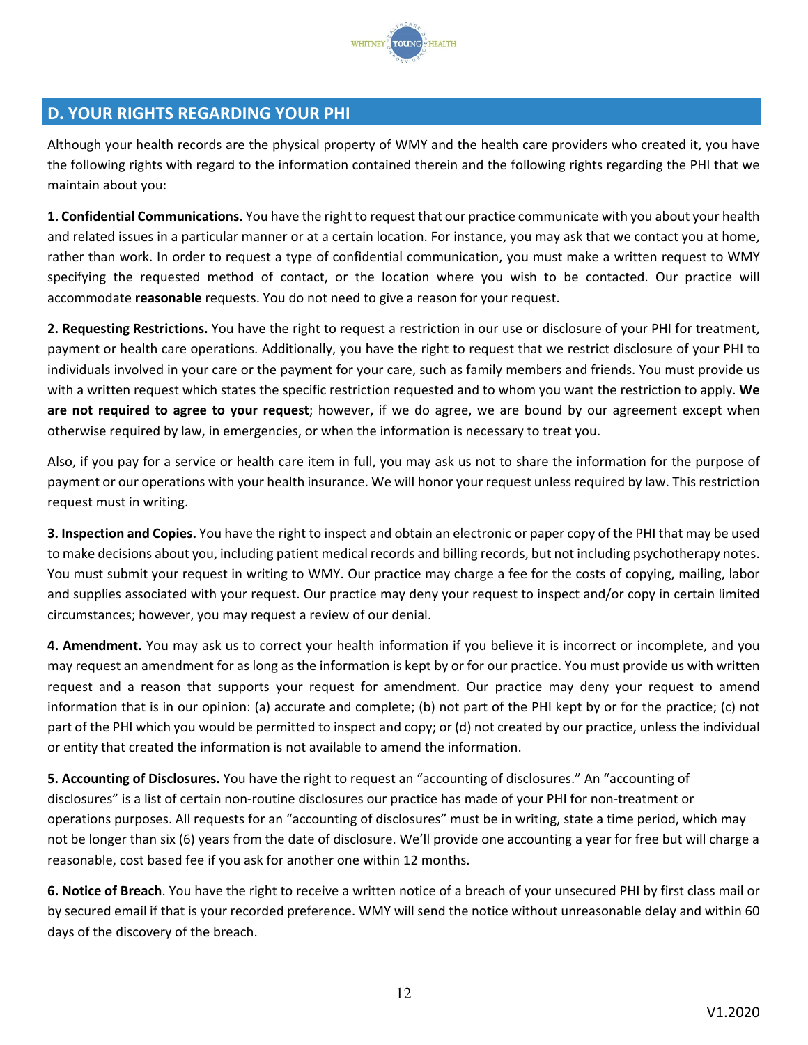## D. YOUR RIGHTS REGARDING YOUR PHI

Although your health records are the physical property of WMY and the health care providers who created it, you have the following rights with regard to the information contained therein and the following rights regarding the PHI that we maintain about you:

**1. Confidential Communications.** You have the right to request that our practice communicate with you about your health and related issues in a particular manner or at a certain location. For instance, you may ask that we contact you at home, rather than work. In order to request a type of confidential communication, you must make a written request to WMY specifying the requested method of contact, or the location where you wish to be contacted. Our practice will accommodate **reasonable** requests. You do not need to give a reason for your request.

**2. Requesting Restrictions.** You have the right to request a restriction in our use or disclosure of your PHI for treatment, payment or health care operations. Additionally, you have the right to request that we restrict disclosure of your PHI to individuals involved in your care or the payment for your care, such as family members and friends. You must provide us with a written request which states the specific restriction requested and to whom you want the restriction to apply. **We are not required to agree to your request**; however, if we do agree, we are bound by our agreement except when otherwise required by law, in emergencies, or when the information is necessary to treat you.

Also, if you pay for a service or health care item in full, you may ask us not to share the information for the purpose of payment or our operations with your health insurance. We will honor your request unless required by law. This restriction request must in writing.

**3. Inspection and Copies.** You have the right to inspect and obtain an electronic or paper copy of the PHI that may be used to make decisions about you, including patient medical records and billing records, but not including psychotherapy notes. You must submit your request in writing to WMY. Our practice may charge a fee for the costs of copying, mailing, labor and supplies associated with your request. Our practice may deny your request to inspect and/or copy in certain limited circumstances; however, you may request a review of our denial.

**4. Amendment.** You may ask us to correct your health information if you believe it is incorrect or incomplete, and you may request an amendment for as long as the information is kept by or for our practice. You must provide us with written request and a reason that supports your request for amendment. Our practice may deny your request to amend information that is in our opinion: (a) accurate and complete; (b) not part of the PHI kept by or for the practice; (c) not part of the PHI which you would be permitted to inspect and copy; or (d) not created by our practice, unless the individual or entity that created the information is not available to amend the information.

**5. Accounting of Disclosures.** You have the right to request an "accounting of disclosures." An "accounting of disclosures" is a list of certain non-routine disclosures our practice has made of your PHI for non-treatment or operations purposes. All requests for an "accounting of disclosures" must be in writing, state a time period, which may not be longer than six (6) years from the date of disclosure. We'll provide one accounting a year for free but will charge a reasonable, cost based fee if you ask for another one within 12 months.

**6. Notice of Breach**. You have the right to receive a written notice of a breach of your unsecured PHI by first class mail or by secured email if that is your recorded preference. WMY will send the notice without unreasonable delay and within 60 days of the discovery of the breach.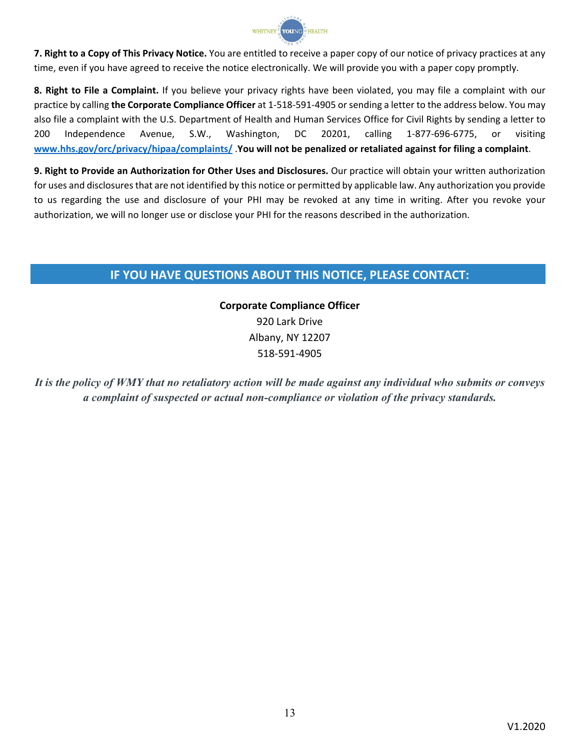**7. Right to a Copy of This Privacy Notice.** You are entitled to receive a paper copy of our notice of privacy practices at any time, even if you have agreed to receive the notice electronically. We will provide you with a paper copy promptly.

**8. Right to File a Complaint.** If you believe your privacy rights have been violated, you may file a complaint with our practice by calling **the Corporate Compliance Officer** at 1-518-591-4905 or sending a letter to the address below. You may also file a complaint with the U.S. Department of Health and Human Services Office for Civil Rights by sending a letter to 200 Independence Avenue, S.W., Washington, DC 20201, calling 1-877-696-6775, or visiting www.hhs.gov/orc/privacy/hipaa/complaints/ .**You will not be penalized or retaliated against for filing a complaint**.

**9. Right to Provide an Authorization for Other Uses and Disclosures.** Our practice will obtain your written authorization for uses and disclosures that are not identified by this notice or permitted by applicable law. Any authorization you provide to us regarding the use and disclosure of your PHI may be revoked at any time in writing. After you revoke your authorization, we will no longer use or disclose your PHI for the reasons described in the authorization.

## IF YOU HAVE QUESTIONS ABOUT THIS NOTICE, PLEASE CONTACT:

**Corporate Compliance Officer**
920 Lark Drive
Albany, NY 12207
518-591-4905

***It is the policy of WMY that no retaliatory action will be made against any individual who submits or conveys a complaint of suspected or actual non-compliance or violation of the privacy standards.***

V1.2020